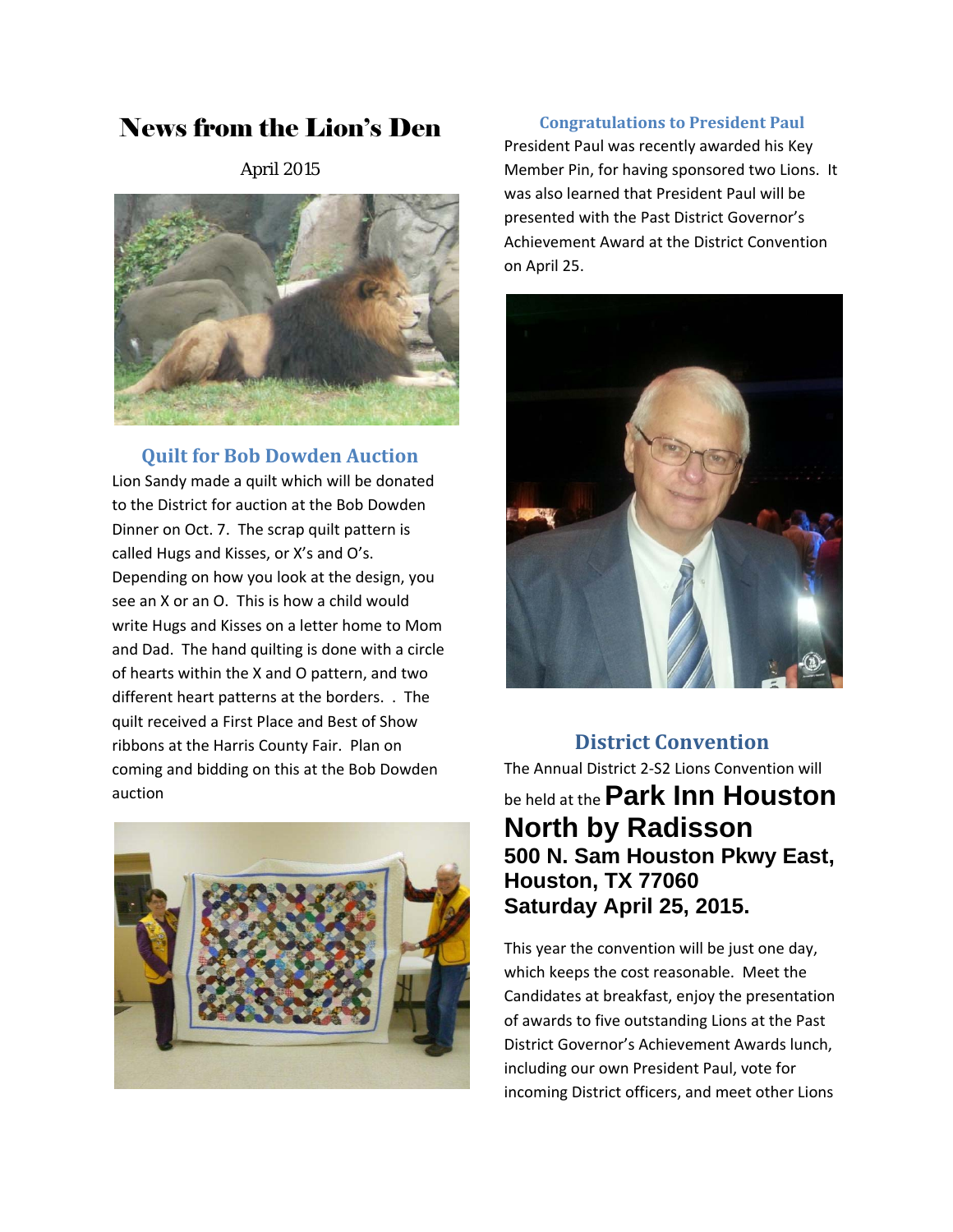# News from the Lion's Den

April 2015

## Quilt for Bob Dowden Auction

Lion Sandy made a quilt which will be donated to the District for auction at the Bob Dowden Dinner on Oct. 7. The scrap quilt pattern is called Hugs and Kisses, or X's and O's. Depending on how you look at the design, you see an X or an O. This is how a child would write Hugs and Kisses on a letter home to Mom and Dad. The hand quilting is done with a circle of hearts within the X and O pattern, and two different heart patterns at the borders. . The quilt received a First Place and Best of Show ribbons at the Harris County Fair. Plan on coming and bidding on this at the Bob Dowden auction

## Congratulations to President Paul

President Paul was recently awarded his Key Member Pin, for having sponsored two Lions. It was also learned that President Paul will be presented with the Past District Governor's Achievement Award at the District Convention on April 25.

## District Convention

The Annual District 2-S2 Lions Convention will be held at the **Park Inn Houston North by Radisson**
**500 N. Sam Houston Pkwy East, Houston, TX 77060**
**Saturday April 25, 2015.**

This year the convention will be just one day, which keeps the cost reasonable. Meet the Candidates at breakfast, enjoy the presentation of awards to five outstanding Lions at the Past District Governor's Achievement Awards lunch, including our own President Paul, vote for incoming District officers, and meet other Lions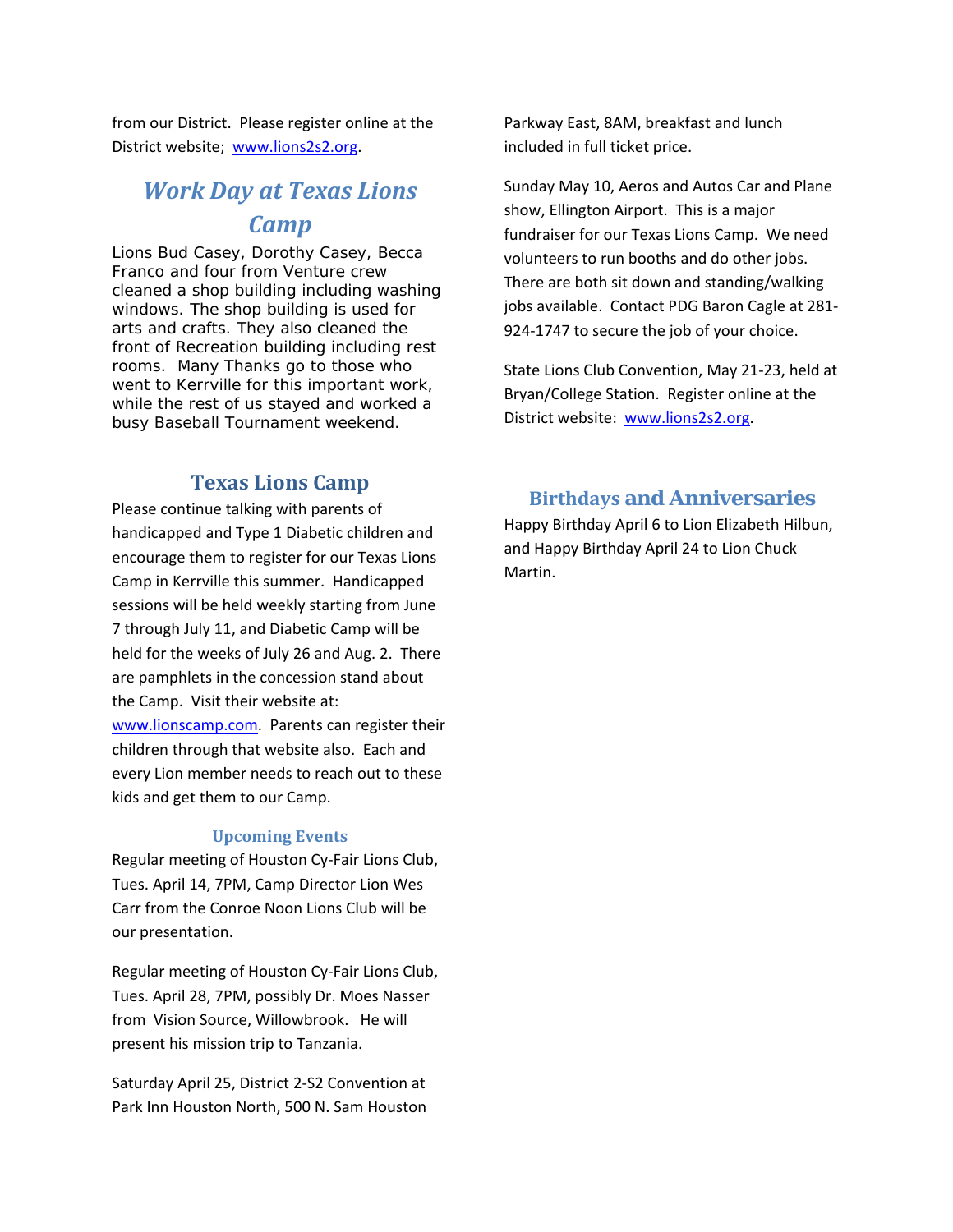from our District. Please register online at the District website; www.lions2s2.org.

## *Work Day at Texas Lions Camp*

Lions Bud Casey, Dorothy Casey, Becca Franco and four from Venture crew cleaned a shop building including washing windows. The shop building is used for arts and crafts. They also cleaned the front of Recreation building including rest rooms. Many Thanks go to those who went to Kerrville for this important work, while the rest of us stayed and worked a busy Baseball Tournament weekend.

## Texas Lions Camp

Please continue talking with parents of handicapped and Type 1 Diabetic children and encourage them to register for our Texas Lions Camp in Kerrville this summer. Handicapped sessions will be held weekly starting from June 7 through July 11, and Diabetic Camp will be held for the weeks of July 26 and Aug. 2. There are pamphlets in the concession stand about the Camp. Visit their website at: www.lionscamp.com. Parents can register their children through that website also. Each and every Lion member needs to reach out to these kids and get them to our Camp.

### Upcoming Events

Regular meeting of Houston Cy-Fair Lions Club, Tues. April 14, 7PM, Camp Director Lion Wes Carr from the Conroe Noon Lions Club will be our presentation.

Regular meeting of Houston Cy-Fair Lions Club, Tues. April 28, 7PM, possibly Dr. Moes Nasser from Vision Source, Willowbrook. He will present his mission trip to Tanzania.

Saturday April 25, District 2-S2 Convention at Park Inn Houston North, 500 N. Sam Houston Parkway East, 8AM, breakfast and lunch included in full ticket price.

Sunday May 10, Aeros and Autos Car and Plane show, Ellington Airport. This is a major fundraiser for our Texas Lions Camp. We need volunteers to run booths and do other jobs. There are both sit down and standing/walking jobs available. Contact PDG Baron Cagle at 281-924-1747 to secure the job of your choice.

State Lions Club Convention, May 21-23, held at Bryan/College Station. Register online at the District website: www.lions2s2.org.

## Birthdays and Anniversaries

Happy Birthday April 6 to Lion Elizabeth Hilbun, and Happy Birthday April 24 to Lion Chuck Martin.